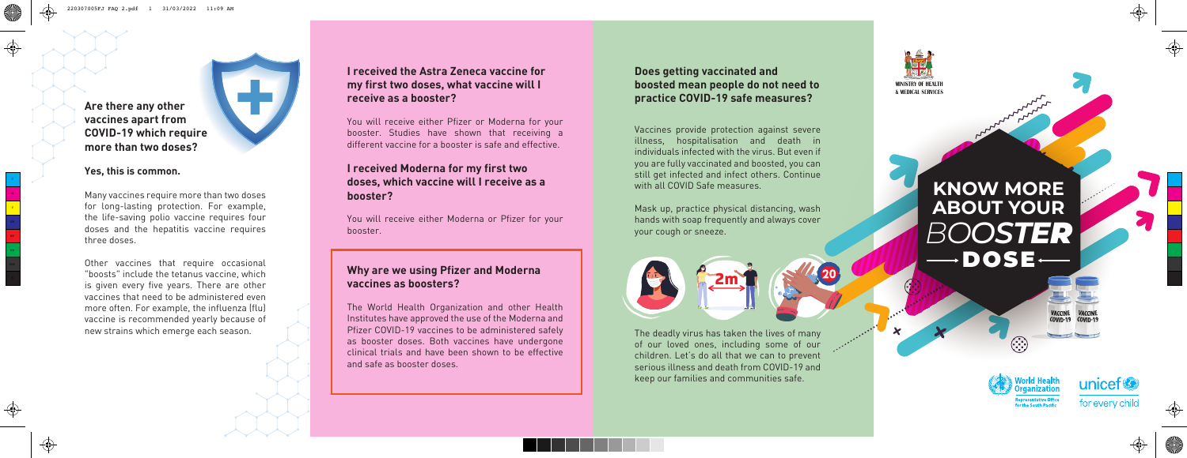## Are there any other vaccines apart from COVID-19 which require more than two doses?

**Yes, this is common.**

Many vaccines require more than two doses for long-lasting protection. For example, the life-saving polio vaccine requires four doses and the hepatitis vaccine requires three doses.

Other vaccines that require occasional "boosts" include the tetanus vaccine, which is given every five years. There are other vaccines that need to be administered even more often. For example, the influenza (flu) vaccine is recommended yearly because of new strains which emerge each season.

## I received the Astra Zeneca vaccine for my first two doses, what vaccine will I receive as a booster?

You will receive either Pfizer or Moderna for your booster. Studies have shown that receiving a different vaccine for a booster is safe and effective.

## I received Moderna for my first two doses, which vaccine will I receive as a booster?

You will receive either Moderna or Pfizer for your booster.

## Why are we using Pfizer and Moderna vaccines as boosters?

The World Health Organization and other Health Institutes have approved the use of the Moderna and Pfizer COVID-19 vaccines to be administered safely as booster doses. Both vaccines have undergone clinical trials and have been shown to be effective and safe as booster doses.

## Does getting vaccinated and boosted mean people do not need to practice COVID-19 safe measures?

Vaccines provide protection against severe illness, hospitalisation and death in individuals infected with the virus. But even if you are fully vaccinated and boosted, you can still get infected and infect others. Continue with all COVID Safe measures.

Mask up, practice physical distancing, wash hands with soap frequently and always cover your cough or sneeze.

The deadly virus has taken the lives of many of our loved ones, including some of our children. Let's do all that we can to prevent serious illness and death from COVID-19 and keep our families and communities safe.

MINISTRY OF HEALTH & MEDICAL SERVICES

# KNOW MORE ABOUT YOUR *BOOSTER* DOSE

World Health Organization – Representative Office for the South Pacific

unicef – for every child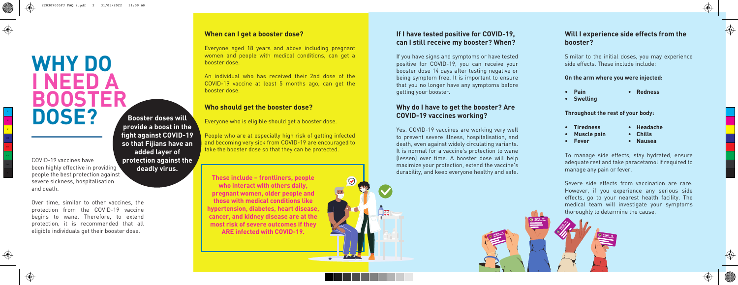# WHY DO I NEED A BOOSTER DOSE?

**Booster doses will provide a boost in the fight against COVID-19 so that Fijians have an added layer of protection against the deadly virus.**

COVID-19 vaccines have been highly effective in providing people the best protection against severe sickness, hospitalisation and death.

Over time, similar to other vaccines, the protection from the COVID-19 vaccine begins to wane. Therefore, to extend protection, it is recommended that all eligible individuals get their booster dose.

### When can I get a booster dose?

Everyone aged 18 years and above including pregnant women and people with medical conditions, can get a booster dose.

An individual who has received their 2nd dose of the COVID-19 vaccine at least 5 months ago, can get the booster dose.

### Who should get the booster dose?

Everyone who is eligible should get a booster dose.

People who are at especially high risk of getting infected and becoming very sick from COVID-19 are encouraged to take the booster dose so that they can be protected.

**These include – frontliners, people who interact with others daily, pregnant women, older people and those with medical conditions like hypertension, diabetes, heart disease, cancer, and kidney disease are at the most risk of severe outcomes if they ARE infected with COVID-19.**

### If I have tested positive for COVID-19, can I still receive my booster? When?

If you have signs and symptoms or have tested positive for COVID-19, you can receive your booster dose 14 days after testing negative or being symptom free. It is important to ensure that you no longer have any symptoms before getting your booster.

### Why do I have to get the booster? Are COVID-19 vaccines working?

Yes. COVID-19 vaccines are working very well to prevent severe illness, hospitalisation, and death, even against widely circulating variants. It is normal for a vaccine's protection to wane (lessen) over time. A booster dose will help maximize your protection, extend the vaccine's durability, and keep everyone healthy and safe.

### Will I experience side effects from the booster?

Similar to the initial doses, you may experience side effects. These include include:

**On the arm where you were injected:**

- **Pain**
- **Swelling**
- **Redness**

**Throughout the rest of your body:**

- **Tiredness**
- **Muscle pain**
- **Fever**
- **Headache**
- **Chills**
- **Nausea**

To manage side effects, stay hydrated, ensure adequate rest and take paracetamol if required to manage any pain or fever.

Severe side effects from vaccination are rare. However, if you experience any serious side effects, go to your nearest health facility. The medical team will investigate your symptoms thoroughly to determine the cause.